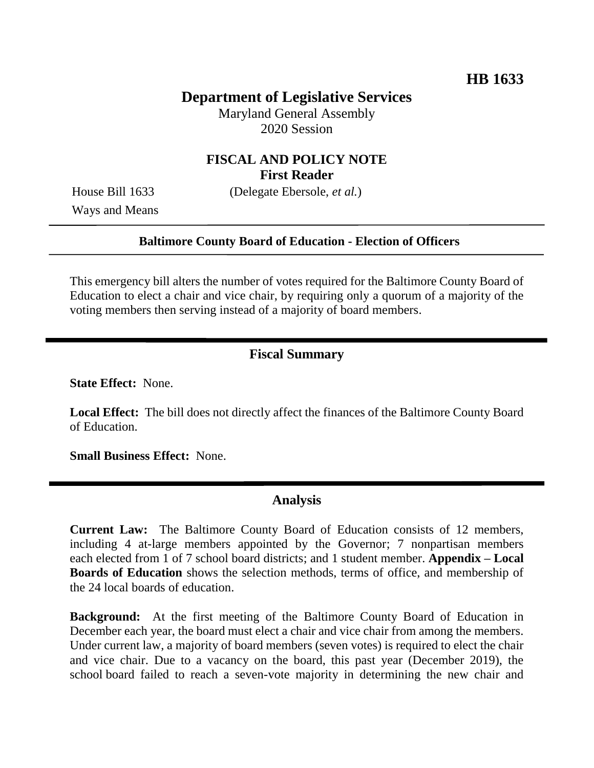**HB 1633**

# Department of Legislative Services

Maryland General Assembly
2020 Session

## FISCAL AND POLICY NOTE
**First Reader**

House Bill 1633 (Delegate Ebersole, *et al.*)
Ways and Means

---

**Baltimore County Board of Education - Election of Officers**

---

This emergency bill alters the number of votes required for the Baltimore County Board of Education to elect a chair and vice chair, by requiring only a quorum of a majority of the voting members then serving instead of a majority of board members.

---

## Fiscal Summary

**State Effect:** None.

**Local Effect:** The bill does not directly affect the finances of the Baltimore County Board of Education.

**Small Business Effect:** None.

---

## Analysis

**Current Law:** The Baltimore County Board of Education consists of 12 members, including 4 at-large members appointed by the Governor; 7 nonpartisan members each elected from 1 of 7 school board districts; and 1 student member. **Appendix – Local Boards of Education** shows the selection methods, terms of office, and membership of the 24 local boards of education.

**Background:** At the first meeting of the Baltimore County Board of Education in December each year, the board must elect a chair and vice chair from among the members. Under current law, a majority of board members (seven votes) is required to elect the chair and vice chair. Due to a vacancy on the board, this past year (December 2019), the school board failed to reach a seven-vote majority in determining the new chair and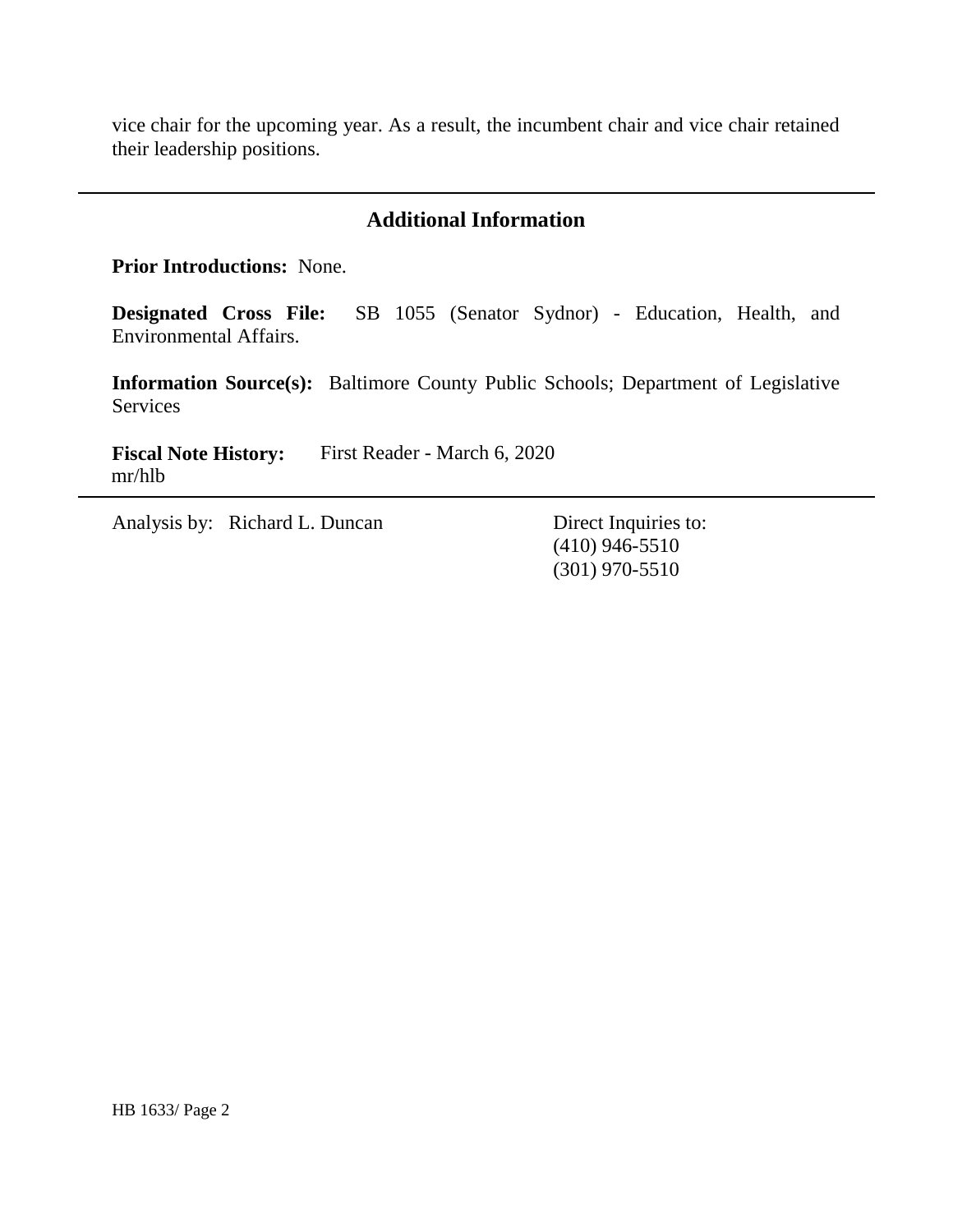vice chair for the upcoming year. As a result, the incumbent chair and vice chair retained their leadership positions.

## Additional Information

**Prior Introductions:** None.

**Designated Cross File:** SB 1055 (Senator Sydnor) - Education, Health, and Environmental Affairs.

**Information Source(s):** Baltimore County Public Schools; Department of Legislative Services

**Fiscal Note History:** First Reader - March 6, 2020
mr/hlb

Analysis by: Richard L. Duncan

Direct Inquiries to:
(410) 946-5510
(301) 970-5510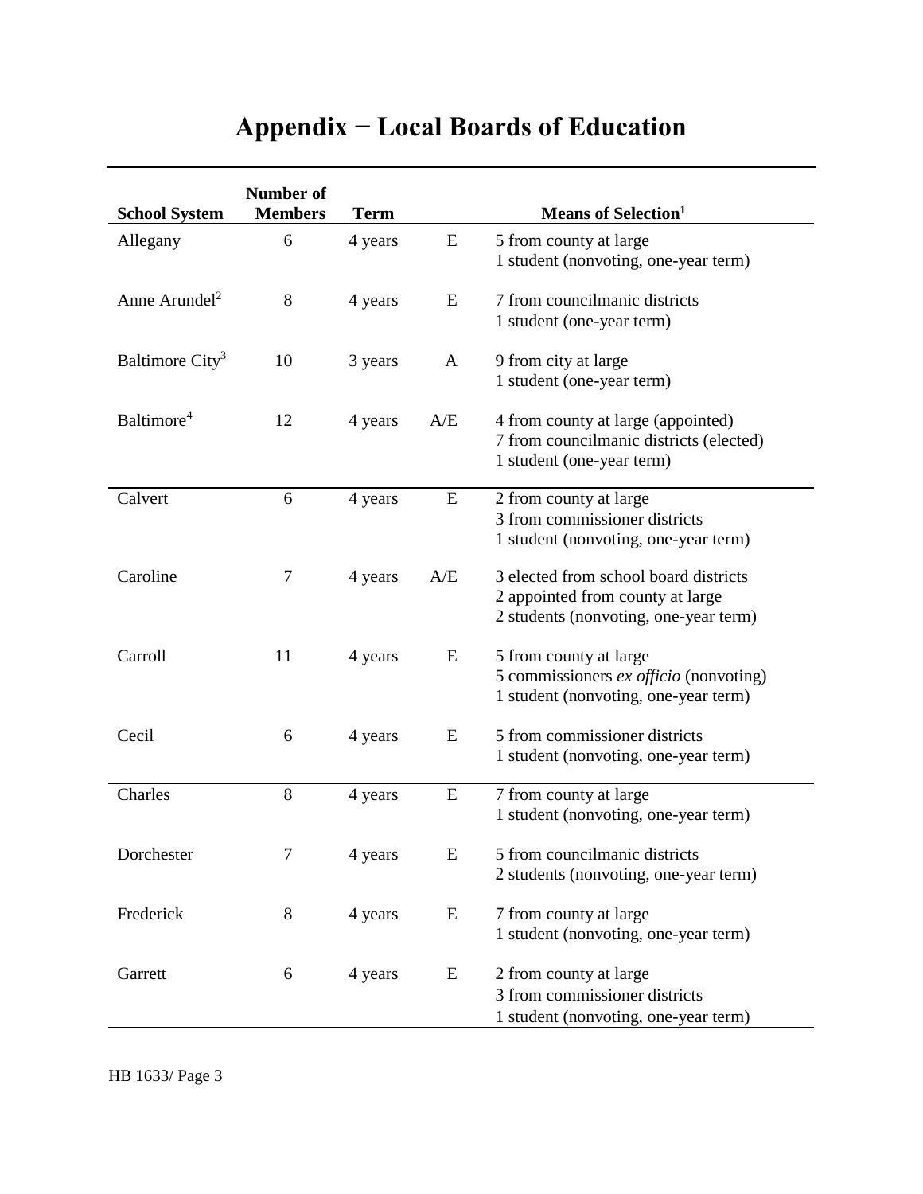# Appendix − Local Boards of Education

| School System | Number of Members | Term | | Means of Selection[1] |
|---|---|---|---|---|
| Allegany | 6 | 4 years | E | 5 from county at large<br>1 student (nonvoting, one-year term) |
| Anne Arundel[2] | 8 | 4 years | E | 7 from councilmanic districts<br>1 student (one-year term) |
| Baltimore City[3] | 10 | 3 years | A | 9 from city at large<br>1 student (one-year term) |
| Baltimore[4] | 12 | 4 years | A/E | 4 from county at large (appointed)<br>7 from councilmanic districts (elected)<br>1 student (one-year term) |
| Calvert | 6 | 4 years | E | 2 from county at large<br>3 from commissioner districts<br>1 student (nonvoting, one-year term) |
| Caroline | 7 | 4 years | A/E | 3 elected from school board districts<br>2 appointed from county at large<br>2 students (nonvoting, one-year term) |
| Carroll | 11 | 4 years | E | 5 from county at large<br>5 commissioners *ex officio* (nonvoting)<br>1 student (nonvoting, one-year term) |
| Cecil | 6 | 4 years | E | 5 from commissioner districts<br>1 student (nonvoting, one-year term) |
| Charles | 8 | 4 years | E | 7 from county at large<br>1 student (nonvoting, one-year term) |
| Dorchester | 7 | 4 years | E | 5 from councilmanic districts<br>2 students (nonvoting, one-year term) |
| Frederick | 8 | 4 years | E | 7 from county at large<br>1 student (nonvoting, one-year term) |
| Garrett | 6 | 4 years | E | 2 from county at large<br>3 from commissioner districts<br>1 student (nonvoting, one-year term) |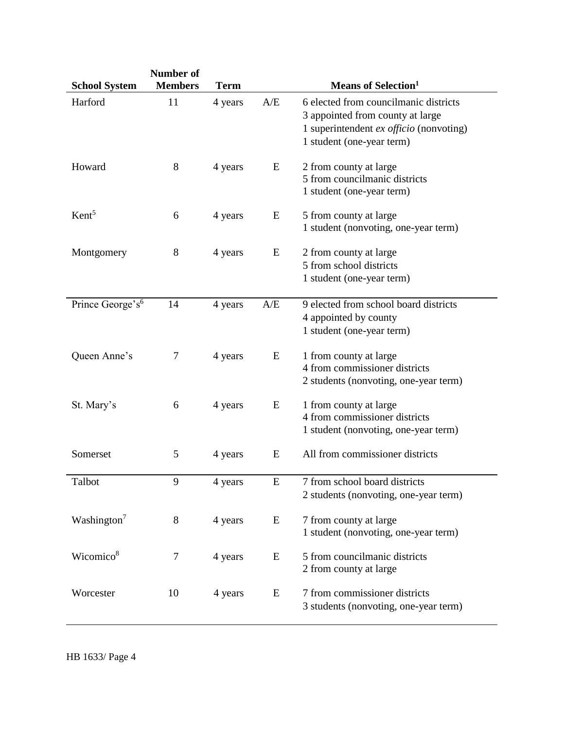| School System | Number of Members | Term | | Means of Selection[1] |
|---|---|---|---|---|
| Harford | 11 | 4 years | A/E | 6 elected from councilmanic districts<br>3 appointed from county at large<br>1 superintendent *ex officio* (nonvoting)<br>1 student (one-year term) |
| Howard | 8 | 4 years | E | 2 from county at large<br>5 from councilmanic districts<br>1 student (one-year term) |
| Kent[5] | 6 | 4 years | E | 5 from county at large<br>1 student (nonvoting, one-year term) |
| Montgomery | 8 | 4 years | E | 2 from county at large<br>5 from school districts<br>1 student (one-year term) |
| Prince George's[6] | 14 | 4 years | A/E | 9 elected from school board districts<br>4 appointed by county<br>1 student (one-year term) |
| Queen Anne's | 7 | 4 years | E | 1 from county at large<br>4 from commissioner districts<br>2 students (nonvoting, one-year term) |
| St. Mary's | 6 | 4 years | E | 1 from county at large<br>4 from commissioner districts<br>1 student (nonvoting, one-year term) |
| Somerset | 5 | 4 years | E | All from commissioner districts |
| Talbot | 9 | 4 years | E | 7 from school board districts<br>2 students (nonvoting, one-year term) |
| Washington[7] | 8 | 4 years | E | 7 from county at large<br>1 student (nonvoting, one-year term) |
| Wicomico[8] | 7 | 4 years | E | 5 from councilmanic districts<br>2 from county at large |
| Worcester | 10 | 4 years | E | 7 from commissioner districts<br>3 students (nonvoting, one-year term) |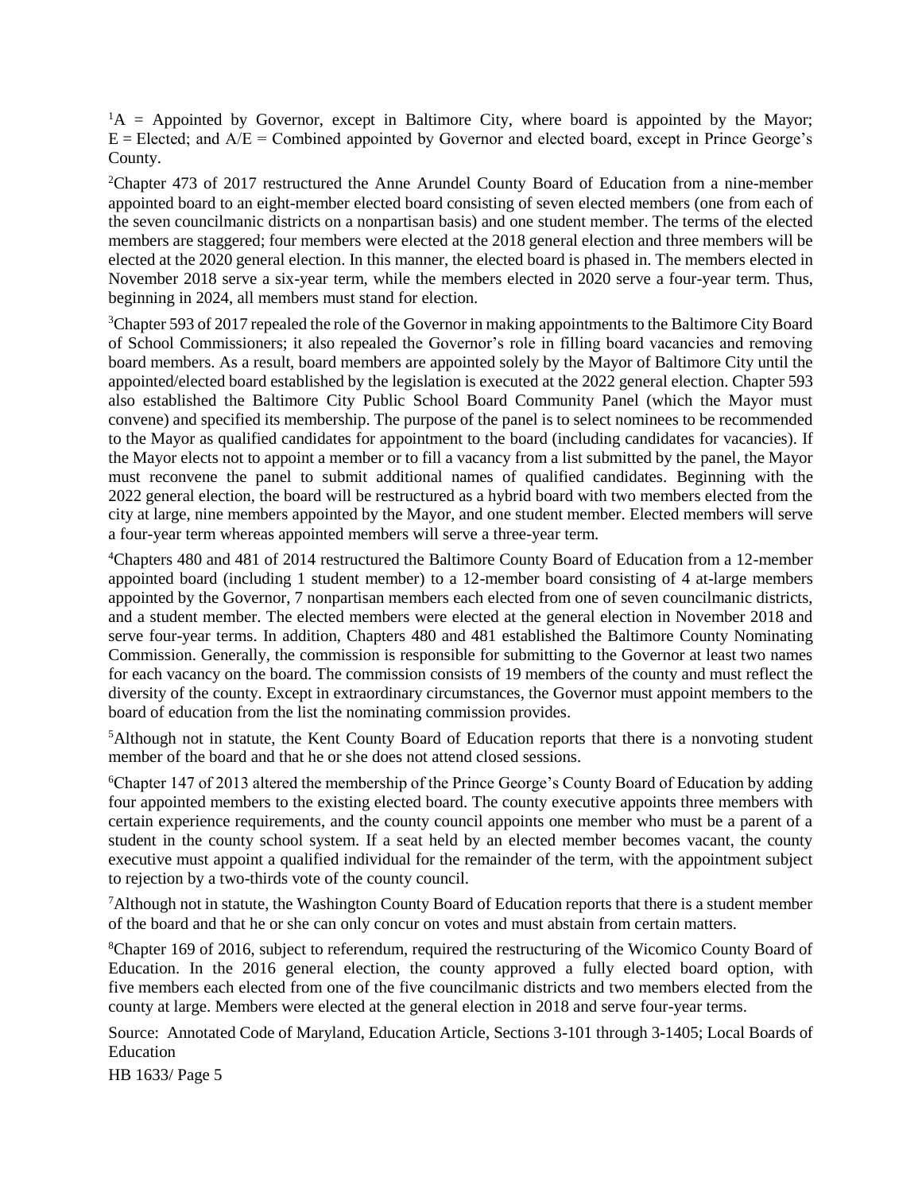[1]A = Appointed by Governor, except in Baltimore City, where board is appointed by the Mayor; E = Elected; and A/E = Combined appointed by Governor and elected board, except in Prince George's County.

[2]Chapter 473 of 2017 restructured the Anne Arundel County Board of Education from a nine-member appointed board to an eight-member elected board consisting of seven elected members (one from each of the seven councilmanic districts on a nonpartisan basis) and one student member. The terms of the elected members are staggered; four members were elected at the 2018 general election and three members will be elected at the 2020 general election. In this manner, the elected board is phased in. The members elected in November 2018 serve a six-year term, while the members elected in 2020 serve a four-year term. Thus, beginning in 2024, all members must stand for election.

[3]Chapter 593 of 2017 repealed the role of the Governor in making appointments to the Baltimore City Board of School Commissioners; it also repealed the Governor's role in filling board vacancies and removing board members. As a result, board members are appointed solely by the Mayor of Baltimore City until the appointed/elected board established by the legislation is executed at the 2022 general election. Chapter 593 also established the Baltimore City Public School Board Community Panel (which the Mayor must convene) and specified its membership. The purpose of the panel is to select nominees to be recommended to the Mayor as qualified candidates for appointment to the board (including candidates for vacancies). If the Mayor elects not to appoint a member or to fill a vacancy from a list submitted by the panel, the Mayor must reconvene the panel to submit additional names of qualified candidates. Beginning with the 2022 general election, the board will be restructured as a hybrid board with two members elected from the city at large, nine members appointed by the Mayor, and one student member. Elected members will serve a four-year term whereas appointed members will serve a three-year term.

[4]Chapters 480 and 481 of 2014 restructured the Baltimore County Board of Education from a 12-member appointed board (including 1 student member) to a 12-member board consisting of 4 at-large members appointed by the Governor, 7 nonpartisan members each elected from one of seven councilmanic districts, and a student member. The elected members were elected at the general election in November 2018 and serve four-year terms. In addition, Chapters 480 and 481 established the Baltimore County Nominating Commission. Generally, the commission is responsible for submitting to the Governor at least two names for each vacancy on the board. The commission consists of 19 members of the county and must reflect the diversity of the county. Except in extraordinary circumstances, the Governor must appoint members to the board of education from the list the nominating commission provides.

[5]Although not in statute, the Kent County Board of Education reports that there is a nonvoting student member of the board and that he or she does not attend closed sessions.

[6]Chapter 147 of 2013 altered the membership of the Prince George's County Board of Education by adding four appointed members to the existing elected board. The county executive appoints three members with certain experience requirements, and the county council appoints one member who must be a parent of a student in the county school system. If a seat held by an elected member becomes vacant, the county executive must appoint a qualified individual for the remainder of the term, with the appointment subject to rejection by a two-thirds vote of the county council.

[7]Although not in statute, the Washington County Board of Education reports that there is a student member of the board and that he or she can only concur on votes and must abstain from certain matters.

[8]Chapter 169 of 2016, subject to referendum, required the restructuring of the Wicomico County Board of Education. In the 2016 general election, the county approved a fully elected board option, with five members each elected from one of the five councilmanic districts and two members elected from the county at large. Members were elected at the general election in 2018 and serve four-year terms.

Source: Annotated Code of Maryland, Education Article, Sections 3-101 through 3-1405; Local Boards of Education